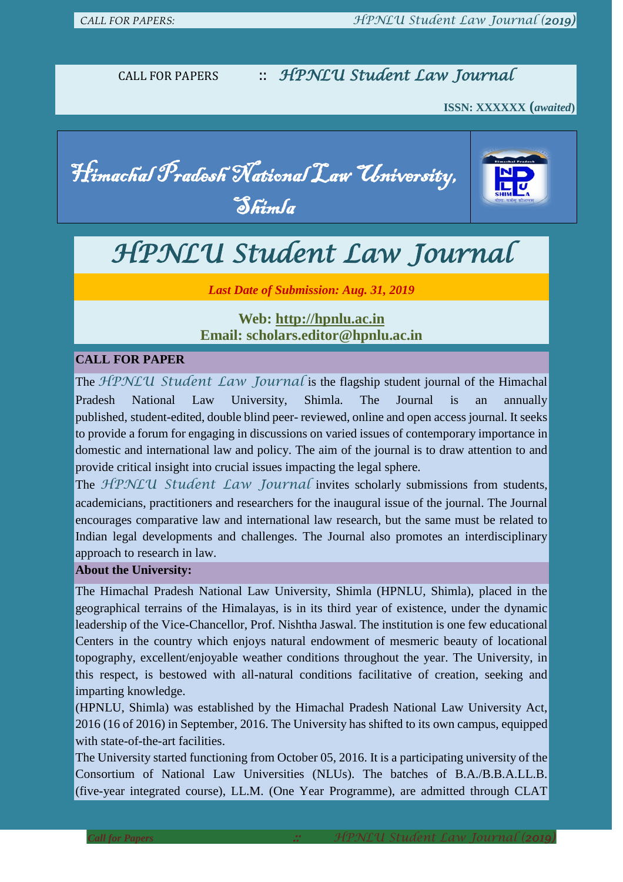CALL FOR PAPERS :: *HPNLU Student Law Journal*

**ISSN: XXXXXX (*awaited*)**

# *Himachal Pradesh National Law University, Shimla*

# *HPNLU Student Law Journal*

***Last Date of Submission: Aug. 31, 2019***

**Web: http://hpnlu.ac.in**
**Email: scholars.editor@hpnlu.ac.in**

## CALL FOR PAPER

The *HPNLU Student Law Journal* is the flagship student journal of the Himachal Pradesh National Law University, Shimla. The Journal is an annually published, student-edited, double blind peer- reviewed, online and open access journal. It seeks to provide a forum for engaging in discussions on varied issues of contemporary importance in domestic and international law and policy. The aim of the journal is to draw attention to and provide critical insight into crucial issues impacting the legal sphere.

The *HPNLU Student Law Journal* invites scholarly submissions from students, academicians, practitioners and researchers for the inaugural issue of the journal. The Journal encourages comparative law and international law research, but the same must be related to Indian legal developments and challenges. The Journal also promotes an interdisciplinary approach to research in law.

## About the University:

The Himachal Pradesh National Law University, Shimla (HPNLU, Shimla), placed in the geographical terrains of the Himalayas, is in its third year of existence, under the dynamic leadership of the Vice-Chancellor, Prof. Nishtha Jaswal. The institution is one few educational Centers in the country which enjoys natural endowment of mesmeric beauty of locational topography, excellent/enjoyable weather conditions throughout the year. The University, in this respect, is bestowed with all-natural conditions facilitative of creation, seeking and imparting knowledge.

(HPNLU, Shimla) was established by the Himachal Pradesh National Law University Act, 2016 (16 of 2016) in September, 2016. The University has shifted to its own campus, equipped with state-of-the-art facilities.

The University started functioning from October 05, 2016. It is a participating university of the Consortium of National Law Universities (NLUs). The batches of B.A./B.B.A.LL.B. (five-year integrated course), LL.M. (One Year Programme), are admitted through CLAT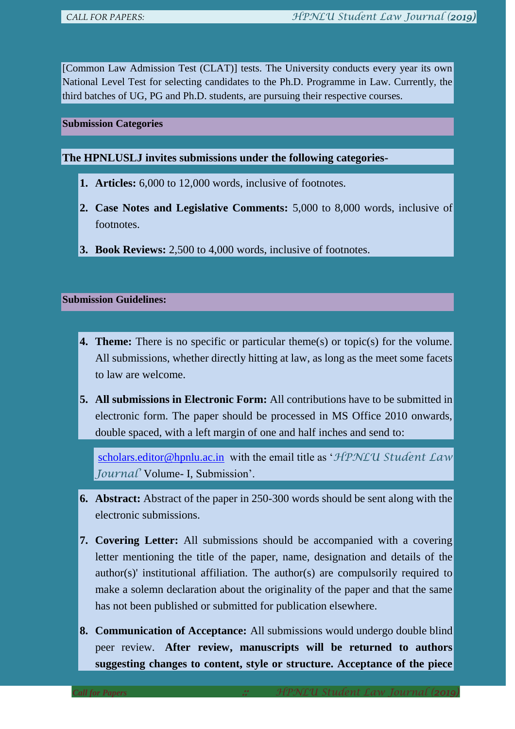[Common Law Admission Test (CLAT)] tests. The University conducts every year its own National Level Test for selecting candidates to the Ph.D. Programme in Law. Currently, the third batches of UG, PG and Ph.D. students, are pursuing their respective courses.

## Submission Categories

**The HPNLUSLJ invites submissions under the following categories-**

1. **Articles:** 6,000 to 12,000 words, inclusive of footnotes.
2. **Case Notes and Legislative Comments:** 5,000 to 8,000 words, inclusive of footnotes.
3. **Book Reviews:** 2,500 to 4,000 words, inclusive of footnotes.

## Submission Guidelines:

4. **Theme:** There is no specific or particular theme(s) or topic(s) for the volume. All submissions, whether directly hitting at law, as long as the meet some facets to law are welcome.
5. **All submissions in Electronic Form:** All contributions have to be submitted in electronic form. The paper should be processed in MS Office 2010 onwards, double spaced, with a left margin of one and half inches and send to:

   scholars.editor@hpnlu.ac.in with the email title as '*HPNLU Student Law Journal*' Volume- I, Submission'.

6. **Abstract:** Abstract of the paper in 250-300 words should be sent along with the electronic submissions.
7. **Covering Letter:** All submissions should be accompanied with a covering letter mentioning the title of the paper, name, designation and details of the author(s)' institutional affiliation. The author(s) are compulsorily required to make a solemn declaration about the originality of the paper and that the same has not been published or submitted for publication elsewhere.
8. **Communication of Acceptance:** All submissions would undergo double blind peer review. **After review, manuscripts will be returned to authors suggesting changes to content, style or structure. Acceptance of the piece**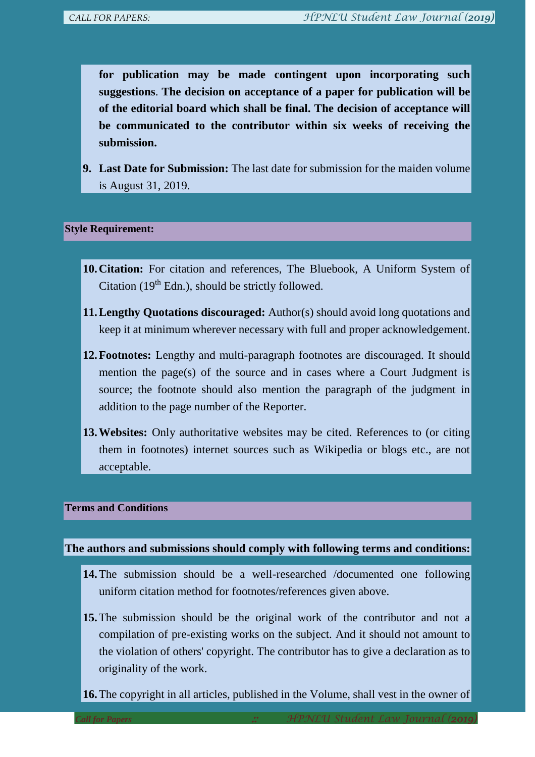**for publication may be made contingent upon incorporating such suggestions**. **The decision on acceptance of a paper for publication will be of the editorial board which shall be final. The decision of acceptance will be communicated to the contributor within six weeks of receiving the submission.**

9. **Last Date for Submission:** The last date for submission for the maiden volume is August 31, 2019.

## Style Requirement:

10. **Citation:** For citation and references, The Bluebook, A Uniform System of Citation ($19^{th}$ Edn.), should be strictly followed.
11. **Lengthy Quotations discouraged:** Author(s) should avoid long quotations and keep it at minimum wherever necessary with full and proper acknowledgement.
12. **Footnotes:** Lengthy and multi-paragraph footnotes are discouraged. It should mention the page(s) of the source and in cases where a Court Judgment is source; the footnote should also mention the paragraph of the judgment in addition to the page number of the Reporter.
13. **Websites:** Only authoritative websites may be cited. References to (or citing them in footnotes) internet sources such as Wikipedia or blogs etc., are not acceptable.

## Terms and Conditions

**The authors and submissions should comply with following terms and conditions:**

14. The submission should be a well-researched /documented one following uniform citation method for footnotes/references given above.
15. The submission should be the original work of the contributor and not a compilation of pre-existing works on the subject. And it should not amount to the violation of others' copyright. The contributor has to give a declaration as to originality of the work.
16. The copyright in all articles, published in the Volume, shall vest in the owner of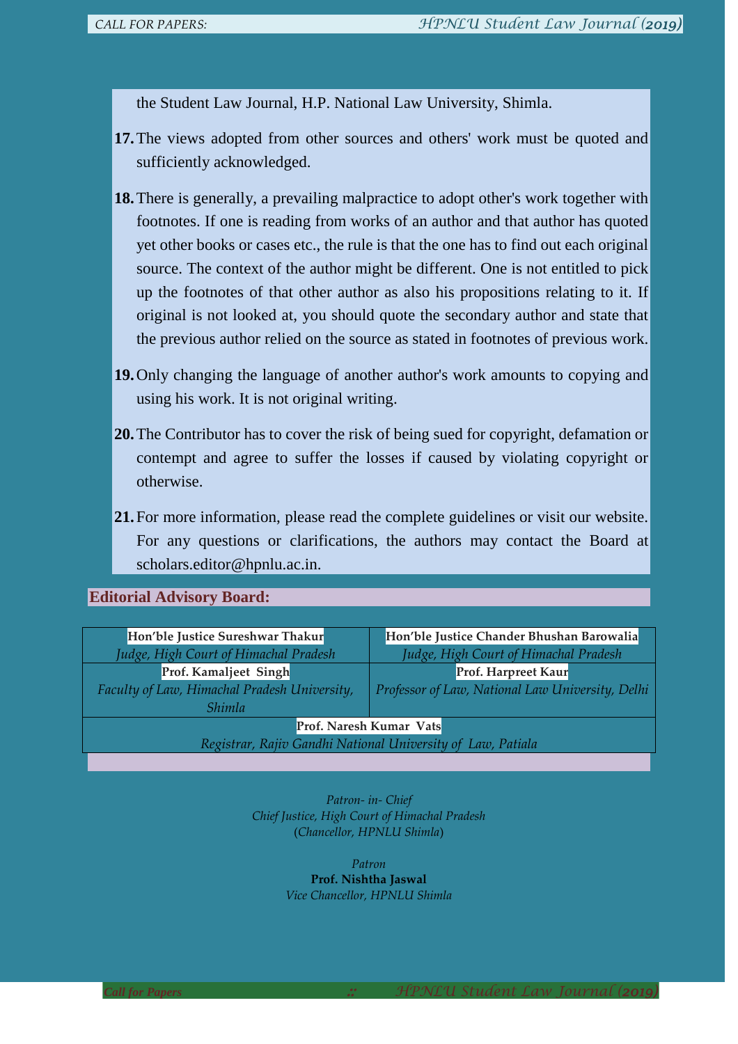the Student Law Journal, H.P. National Law University, Shimla.

17. The views adopted from other sources and others' work must be quoted and sufficiently acknowledged.

18. There is generally, a prevailing malpractice to adopt other's work together with footnotes. If one is reading from works of an author and that author has quoted yet other books or cases etc., the rule is that the one has to find out each original source. The context of the author might be different. One is not entitled to pick up the footnotes of that other author as also his propositions relating to it. If original is not looked at, you should quote the secondary author and state that the previous author relied on the source as stated in footnotes of previous work.

19. Only changing the language of another author's work amounts to copying and using his work. It is not original writing.

20. The Contributor has to cover the risk of being sued for copyright, defamation or contempt and agree to suffer the losses if caused by violating copyright or otherwise.

21. For more information, please read the complete guidelines or visit our website. For any questions or clarifications, the authors may contact the Board at scholars.editor@hpnlu.ac.in.

## Editorial Advisory Board:

| | |
|---|---|
| **Hon'ble Justice Sureshwar Thakur**<br>*Judge, High Court of Himachal Pradesh* | **Hon'ble Justice Chander Bhushan Barowalia**<br>*Judge, High Court of Himachal Pradesh* |
| **Prof. Kamaljeet Singh**<br>*Faculty of Law, Himachal Pradesh University, Shimla* | **Prof. Harpreet Kaur**<br>*Professor of Law, National Law University, Delhi* |
| **Prof. Naresh Kumar Vats**<br>*Registrar, Rajiv Gandhi National University of Law, Patiala* | |

*Patron- in- Chief*
*Chief Justice, High Court of Himachal Pradesh*
(*Chancellor, HPNLU Shimla*)

*Patron*
**Prof. Nishtha Jaswal**
*Vice Chancellor, HPNLU Shimla*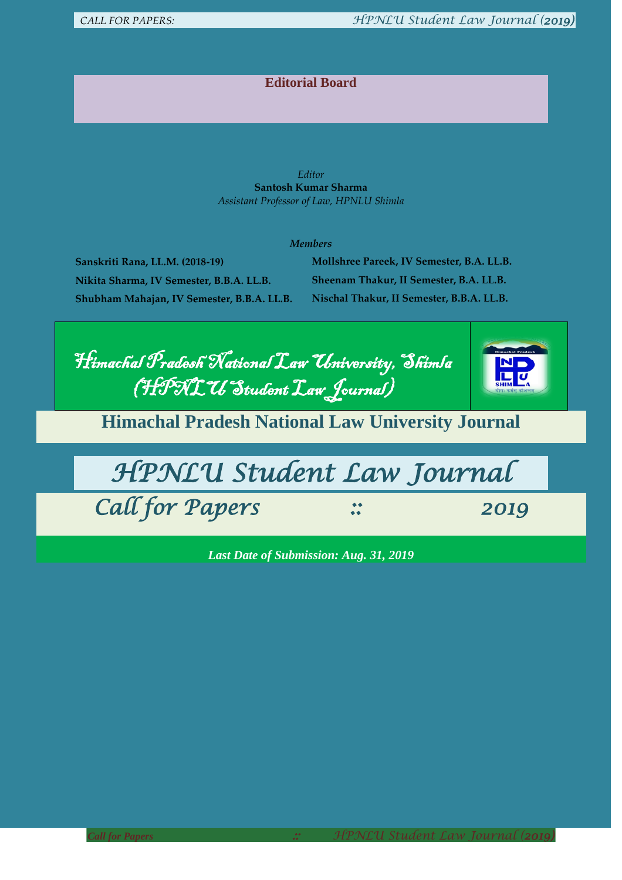## Editorial Board

*Editor*
**Santosh Kumar Sharma**
*Assistant Professor of Law, HPNLU Shimla*

*Members*

**Sanskriti Rana, LL.M. (2018-19)**
**Nikita Sharma, IV Semester, B.B.A. LL.B.**
**Shubham Mahajan, IV Semester, B.B.A. LL.B.**
**Mollshree Pareek, IV Semester, B.A. LL.B.**
**Sheenam Thakur, II Semester, B.A. LL.B.**
**Nischal Thakur, II Semester, B.B.A. LL.B.**

*Himachal Pradesh National Law University, Shimla*
*(HPNLU Student Law Journal)*

## Himachal Pradesh National Law University Journal

# *HPNLU Student Law Journal*

*Call for Papers :: 2019*

***Last Date of Submission: Aug. 31, 2019***